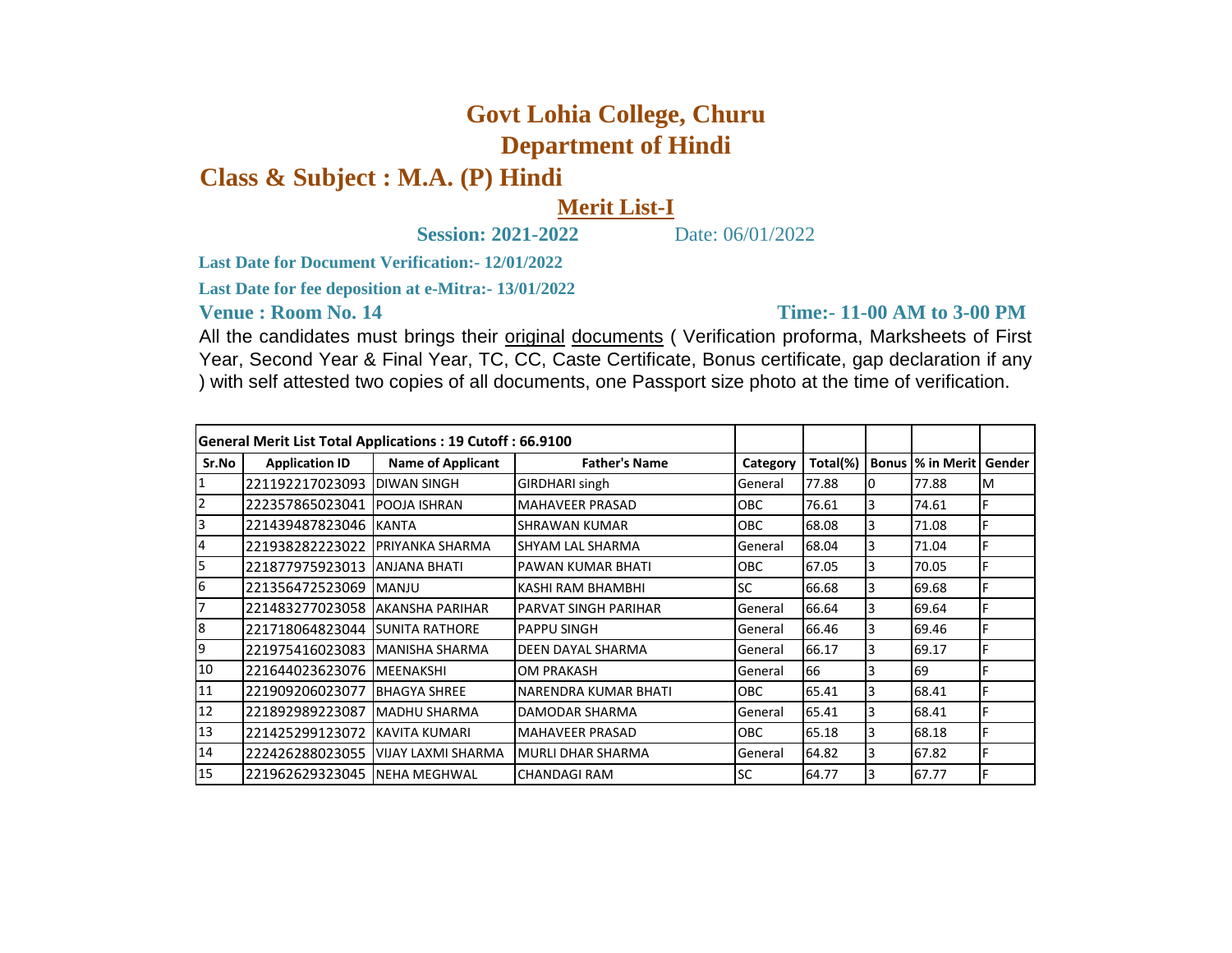# Govt Lohia College, Churu
# Department of Hindi

## Class & Subject : M.A. (P) Hindi

### Merit List-I

**Session: 2021-2022** Date: 06/01/2022

**Last Date for Document Verification:- 12/01/2022**

**Last Date for fee deposition at e-Mitra:- 13/01/2022**

**Venue : Room No. 14** **Time:- 11-00 AM to 3-00 PM**

All the candidates must brings their original documents ( Verification proforma, Marksheets of First Year, Second Year & Final Year, TC, CC, Caste Certificate, Bonus certificate, gap declaration if any ) with self attested two copies of all documents, one Passport size photo at the time of verification.

| General Merit List Total Applications : 19 Cutoff : 66.9100 | | | | | | | | |
|---|---|---|---|---|---|---|---|---|
| **Sr.No** | **Application ID** | **Name of Applicant** | **Father's Name** | **Category** | **Total(%)** | **Bonus** | **% in Merit** | **Gender** |
| 1 | 221192217023093 | DIWAN SINGH | GIRDHARI singh | General | 77.88 | 0 | 77.88 | M |
| 2 | 222357865023041 | POOJA ISHRAN | MAHAVEER PRASAD | OBC | 76.61 | 3 | 74.61 | F |
| 3 | 221439487823046 | KANTA | SHRAWAN KUMAR | OBC | 68.08 | 3 | 71.08 | F |
| 4 | 221938282223022 | PRIYANKA SHARMA | SHYAM LAL SHARMA | General | 68.04 | 3 | 71.04 | F |
| 5 | 221877975923013 | ANJANA BHATI | PAWAN KUMAR BHATI | OBC | 67.05 | 3 | 70.05 | F |
| 6 | 221356472523069 | MANJU | KASHI RAM BHAMBHI | SC | 66.68 | 3 | 69.68 | F |
| 7 | 221483277023058 | AKANSHA PARIHAR | PARVAT SINGH PARIHAR | General | 66.64 | 3 | 69.64 | F |
| 8 | 221718064823044 | SUNITA RATHORE | PAPPU SINGH | General | 66.46 | 3 | 69.46 | F |
| 9 | 221975416023083 | MANISHA SHARMA | DEEN DAYAL SHARMA | General | 66.17 | 3 | 69.17 | F |
| 10 | 221644023623076 | MEENAKSHI | OM PRAKASH | General | 66 | 3 | 69 | F |
| 11 | 221909206023077 | BHAGYA SHREE | NARENDRA KUMAR BHATI | OBC | 65.41 | 3 | 68.41 | F |
| 12 | 221892989223087 | MADHU SHARMA | DAMODAR SHARMA | General | 65.41 | 3 | 68.41 | F |
| 13 | 221425299123072 | KAVITA KUMARI | MAHAVEER PRASAD | OBC | 65.18 | 3 | 68.18 | F |
| 14 | 222426288023055 | VIJAY LAXMI SHARMA | MURLI DHAR SHARMA | General | 64.82 | 3 | 67.82 | F |
| 15 | 221962629323045 | NEHA MEGHWAL | CHANDAGI RAM | SC | 64.77 | 3 | 67.77 | F |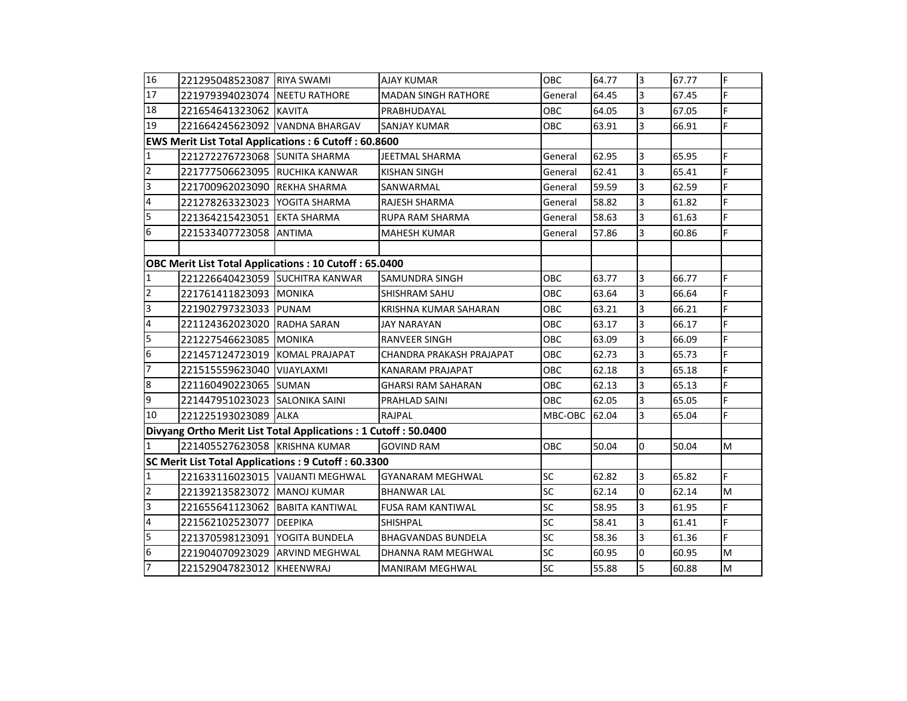| | | | | | | | | |
|---|---|---|---|---|---|---|---|---|
| 16 | 221295048523087 | RIYA SWAMI | AJAY KUMAR | OBC | 64.77 | 3 | 67.77 | F |
| 17 | 221979394023074 | NEETU RATHORE | MADAN SINGH RATHORE | General | 64.45 | 3 | 67.45 | F |
| 18 | 221654641323062 | KAVITA | PRABHUDAYAL | OBC | 64.05 | 3 | 67.05 | F |
| 19 | 221664245623092 | VANDNA BHARGAV | SANJAY KUMAR | OBC | 63.91 | 3 | 66.91 | F |
| **EWS Merit List Total Applications : 6 Cutoff : 60.8600** | | | | | | | | |
| 1 | 221272276723068 | SUNITA SHARMA | JEETMAL SHARMA | General | 62.95 | 3 | 65.95 | F |
| 2 | 221777506623095 | RUCHIKA KANWAR | KISHAN SINGH | General | 62.41 | 3 | 65.41 | F |
| 3 | 221700962023090 | REKHA SHARMA | SANWARMAL | General | 59.59 | 3 | 62.59 | F |
| 4 | 221278263323023 | YOGITA SHARMA | RAJESH SHARMA | General | 58.82 | 3 | 61.82 | F |
| 5 | 221364215423051 | EKTA SHARMA | RUPA RAM SHARMA | General | 58.63 | 3 | 61.63 | F |
| 6 | 221533407723058 | ANTIMA | MAHESH KUMAR | General | 57.86 | 3 | 60.86 | F |
| | | | | | | | | |
| **OBC Merit List Total Applications : 10 Cutoff : 65.0400** | | | | | | | | |
| 1 | 221226640423059 | SUCHITRA KANWAR | SAMUNDRA SINGH | OBC | 63.77 | 3 | 66.77 | F |
| 2 | 221761411823093 | MONIKA | SHISHRAM SAHU | OBC | 63.64 | 3 | 66.64 | F |
| 3 | 221902797323033 | PUNAM | KRISHNA KUMAR SAHARAN | OBC | 63.21 | 3 | 66.21 | F |
| 4 | 221124362023020 | RADHA SARAN | JAY NARAYAN | OBC | 63.17 | 3 | 66.17 | F |
| 5 | 221227546623085 | MONIKA | RANVEER SINGH | OBC | 63.09 | 3 | 66.09 | F |
| 6 | 221457124723019 | KOMAL PRAJAPAT | CHANDRA PRAKASH PRAJAPAT | OBC | 62.73 | 3 | 65.73 | F |
| 7 | 221515559623040 | VIJAYLAXMI | KANARAM PRAJAPAT | OBC | 62.18 | 3 | 65.18 | F |
| 8 | 221160490223065 | SUMAN | GHARSI RAM SAHARAN | OBC | 62.13 | 3 | 65.13 | F |
| 9 | 221447951023023 | SALONIKA SAINI | PRAHLAD SAINI | OBC | 62.05 | 3 | 65.05 | F |
| 10 | 221225193023089 | ALKA | RAJPAL | MBC-OBC | 62.04 | 3 | 65.04 | F |
| **Divyang Ortho Merit List Total Applications : 1 Cutoff : 50.0400** | | | | | | | | |
| 1 | 221405527623058 | KRISHNA KUMAR | GOVIND RAM | OBC | 50.04 | 0 | 50.04 | M |
| **SC Merit List Total Applications : 9 Cutoff : 60.3300** | | | | | | | | |
| 1 | 221633116023015 | VAIJANTI MEGHWAL | GYANARAM MEGHWAL | SC | 62.82 | 3 | 65.82 | F |
| 2 | 221392135823072 | MANOJ KUMAR | BHANWAR LAL | SC | 62.14 | 0 | 62.14 | M |
| 3 | 221655641123062 | BABITA KANTIWAL | FUSA RAM KANTIWAL | SC | 58.95 | 3 | 61.95 | F |
| 4 | 221562102523077 | DEEPIKA | SHISHPAL | SC | 58.41 | 3 | 61.41 | F |
| 5 | 221370598123091 | YOGITA BUNDELA | BHAGVANDAS BUNDELA | SC | 58.36 | 3 | 61.36 | F |
| 6 | 221904070923029 | ARVIND MEGHWAL | DHANNA RAM MEGHWAL | SC | 60.95 | 0 | 60.95 | M |
| 7 | 221529047823012 | KHEENWRAJ | MANIRAM MEGHWAL | SC | 55.88 | 5 | 60.88 | M |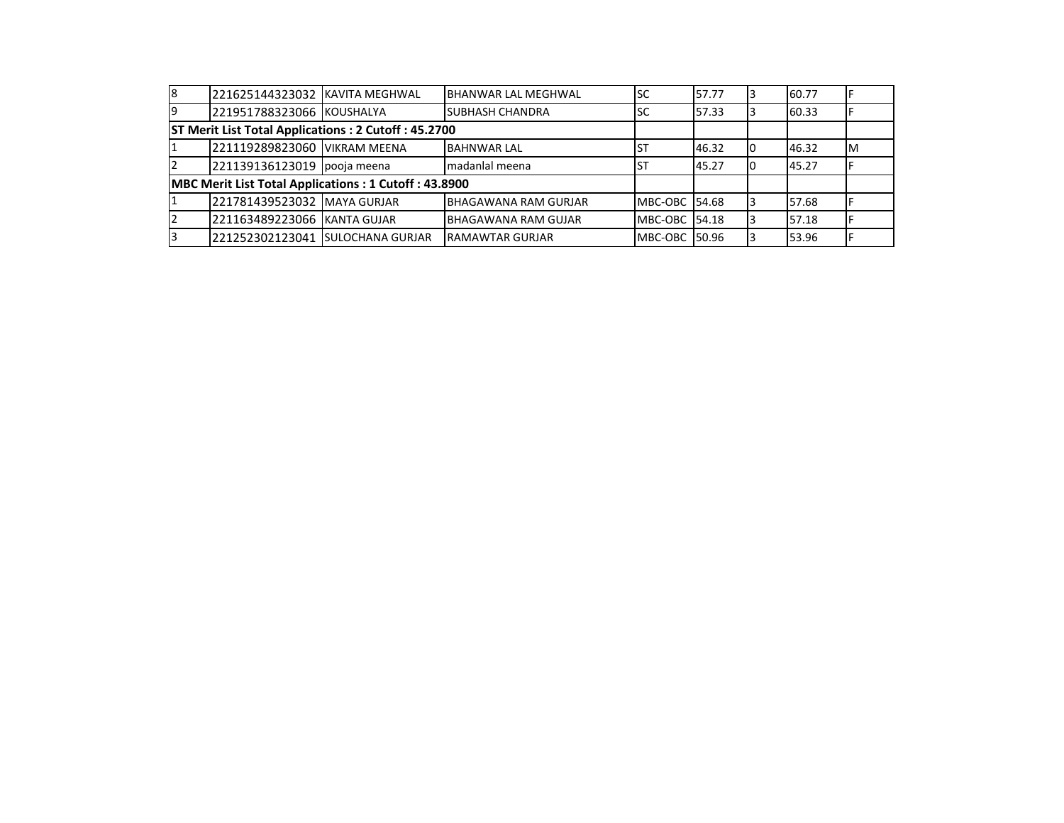| | | | | | | | | |
|---|---|---|---|---|---|---|---|---|
| 8 | 221625144323032 | KAVITA MEGHWAL | BHANWAR LAL MEGHWAL | SC | 57.77 | 3 | 60.77 | F |
| 9 | 221951788323066 | KOUSHALYA | SUBHASH CHANDRA | SC | 57.33 | 3 | 60.33 | F |
| **ST Merit List Total Applications : 2 Cutoff : 45.2700** | | | | | | | | |
| 1 | 221119289823060 | VIKRAM MEENA | BAHNWAR LAL | ST | 46.32 | 0 | 46.32 | M |
| 2 | 221139136123019 | pooja meena | madanlal meena | ST | 45.27 | 0 | 45.27 | F |
| **MBC Merit List Total Applications : 1 Cutoff : 43.8900** | | | | | | | | |
| 1 | 221781439523032 | MAYA GURJAR | BHAGAWANA RAM GURJAR | MBC-OBC | 54.68 | 3 | 57.68 | F |
| 2 | 221163489223066 | KANTA GUJAR | BHAGAWANA RAM GUJAR | MBC-OBC | 54.18 | 3 | 57.18 | F |
| 3 | 221252302123041 | SULOCHANA GURJAR | RAMAWTAR GURJAR | MBC-OBC | 50.96 | 3 | 53.96 | F |